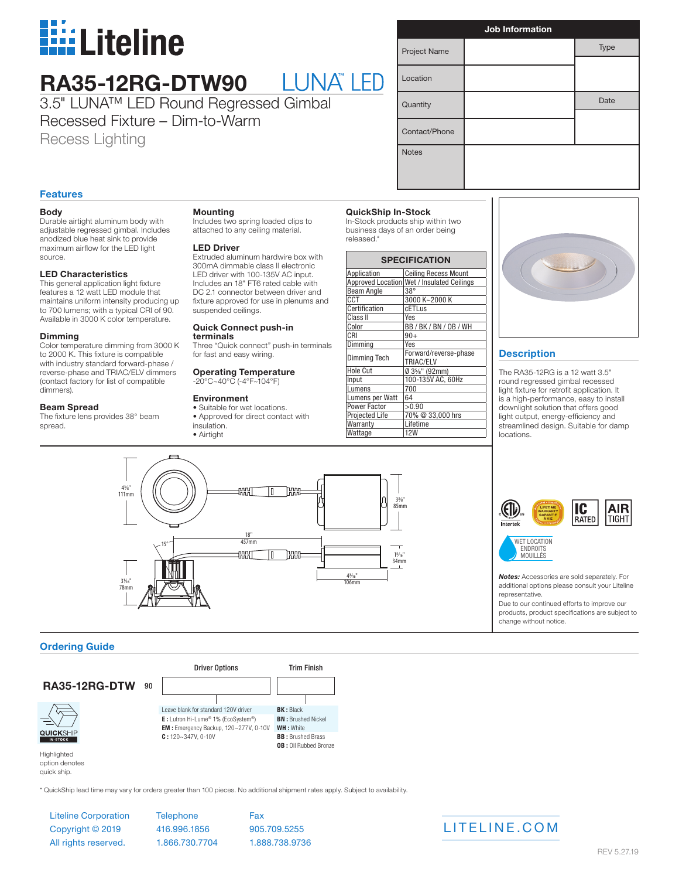# Liteline

# RA35-12RG-DTW90 LUNA™ LED

3.5" LUNA™ LED Round Regressed Gimbal Recessed Fixture – Dim-to-Warm

Recess Lighting

| Job Information | | |
|---|---|---|
| Project Name | | Type |
| Location | | |
| Quantity | | Date |
| Contact/Phone | | |
| Notes | | |

## Features

**Body**
Durable airtight aluminum body with adjustable regressed gimbal. Includes anodized blue heat sink to provide maximum airflow for the LED light source.

**LED Characteristics**
This general application light fixture features a 12 watt LED module that maintains uniform intensity producing up to 700 lumens; with a typical CRI of 90. Available in 3000 K color temperature.

**Dimming**
Color temperature dimming from 3000 K to 2000 K. This fixture is compatible with industry standard forward-phase / reverse-phase and TRIAC/ELV dimmers (contact factory for list of compatible dimmers).

**Beam Spread**
The fixture lens provides 38° beam spread.

**Mounting**
Includes two spring loaded clips to attached to any ceiling material.

**LED Driver**
Extruded aluminum hardwire box with 300mA dimmable class II electronic LED driver with 100-135V AC input. Includes an 18" FT6 rated cable with DC 2.1 connector between driver and fixture approved for use in plenums and suspended ceilings.

**Quick Connect push-in terminals**
Three "Quick connect" push-in terminals for fast and easy wiring.

**Operating Temperature**
-20°C~40°C (-4°F~104°F)

**Environment**
- Suitable for wet locations.
- Approved for direct contact with insulation.
- Airtight

**QuickShip In-Stock**
In-Stock products ship within two business days of an order being released.*

| SPECIFICATION | |
|---|---|
| Application | Ceiling Recess Mount |
| Approved Location | Wet / Insulated Ceilings |
| Beam Angle | 38° |
| CCT | 3000 K~2000 K |
| Certification | cETLus |
| Class II | Yes |
| Color | BB / BK / BN / OB / WH |
| CRI | 90+ |
| Dimming | Yes |
| Dimming Tech | Forward/reverse-phase TRIAC/ELV |
| Hole Cut | Ø 3⅝" (92mm) |
| Input | 100-135V AC, 60Hz |
| Lumens | 700 |
| Lumens per Watt | 64 |
| Power Factor | >0.90 |
| Projected Life | 70% @ 33,000 hrs |
| Warranty | Lifetime |
| Wattage | 12W |

## Description

The RA35-12RG is a 12 watt 3.5" round regressed gimbal recessed light fixture for retrofit application. It is a high-performance, easy to install downlight solution that offers good light output, energy-efficiency and streamlined design. Suitable for damp locations.

4⅜" 111mm | 18" 457mm | 3⅜" 85mm | 15° | 3¹⁄₁₆" 78mm | 1⁵⁄₁₆" 34mm | 4³⁄₁₆" 106mm

Intertek | LIFETIME WARRANTY GARANTIE À VIE | IC RATED | AIR TIGHT

WET LOCATION ENDROITS MOUILLÉS

***Notes:*** Accessories are sold separately. For additional options please consult your Liteline representative.
Due to our continued efforts to improve our products, product specifications are subject to change without notice.

## Ordering Guide

**RA35-12RG-DTW** 90 | Driver Options | Trim Finish

**Driver Options**
- Leave blank for standard 120V driver
- **E :** Lutron Hi-Lume® 1% (EcoSystem®)
- **EM :** Emergency Backup, 120~277V, 0-10V
- **C :** 120~347V, 0-10V

**Trim Finish**
- **BK :** Black
- **BN :** Brushed Nickel
- **WH :** White
- **BB :** Brushed Brass
- **OB :** Oil Rubbed Bronze

QUICKSHIP IN-STOCK

Highlighted option denotes quick ship.

\* QuickShip lead time may vary for orders greater than 100 pieces. No additional shipment rates apply. Subject to availability.

| Liteline Corporation | Telephone | Fax |
|---|---|---|
| Copyright © 2019 | 416.996.1856 | 905.709.5255 |
| All rights reserved. | 1.866.730.7704 | 1.888.738.9736 |

LITELINE.COM

REV 5.27.19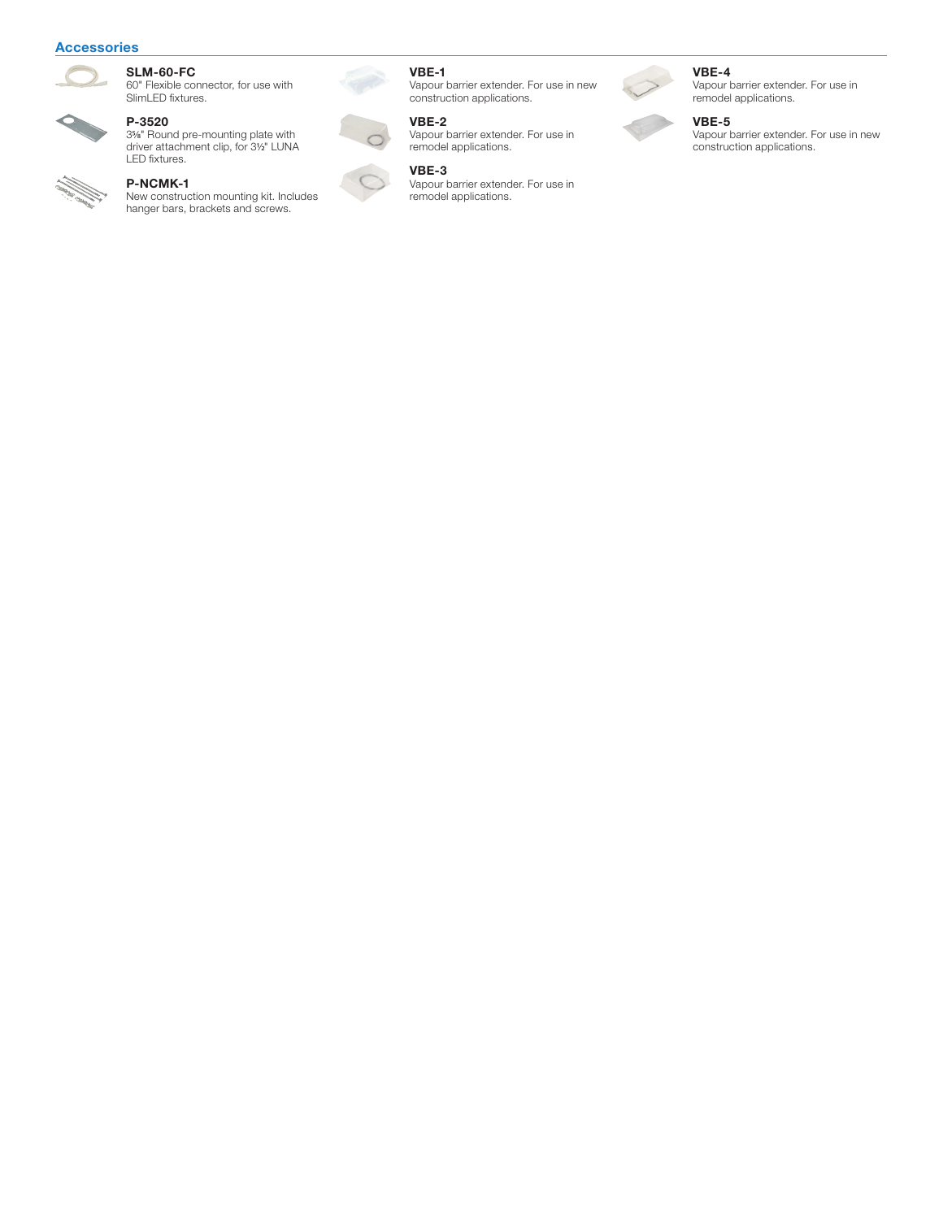## Accessories

**SLM-60-FC**
60" Flexible connector, for use with SlimLED fixtures.

**P-3520**
3⅝" Round pre-mounting plate with driver attachment clip, for 3½" LUNA LED fixtures.

**P-NCMK-1**
New construction mounting kit. Includes hanger bars, brackets and screws.

**VBE-1**
Vapour barrier extender. For use in new construction applications.

**VBE-2**
Vapour barrier extender. For use in remodel applications.

**VBE-3**
Vapour barrier extender. For use in remodel applications.

**VBE-4**
Vapour barrier extender. For use in remodel applications.

**VBE-5**
Vapour barrier extender. For use in new construction applications.